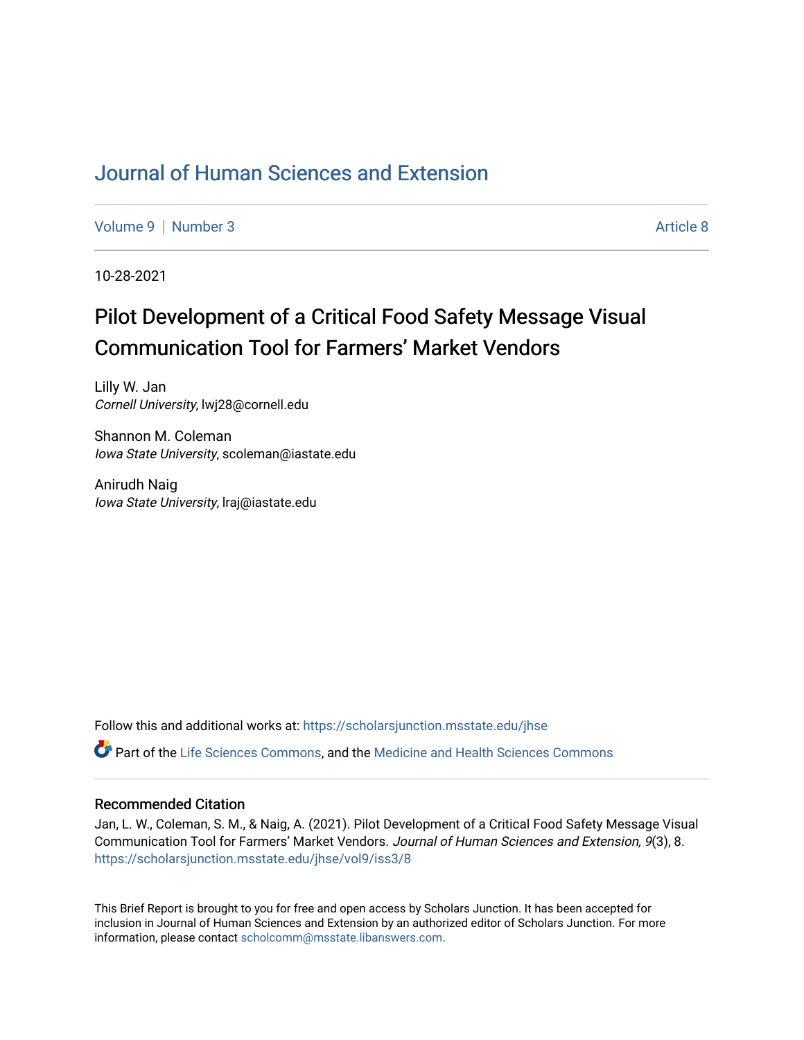# Journal of Human Sciences and Extension

Volume 9 | Number 3 Article 8

10-28-2021

## Pilot Development of a Critical Food Safety Message Visual Communication Tool for Farmers' Market Vendors

Lilly W. Jan  
*Cornell University*, lwj28@cornell.edu

Shannon M. Coleman  
*Iowa State University*, scoleman@iastate.edu

Anirudh Naig  
*Iowa State University*, lraj@iastate.edu

Follow this and additional works at: https://scholarsjunction.msstate.edu/jhse

Part of the Life Sciences Commons, and the Medicine and Health Sciences Commons

### Recommended Citation

Jan, L. W., Coleman, S. M., & Naig, A. (2021). Pilot Development of a Critical Food Safety Message Visual Communication Tool for Farmers' Market Vendors. *Journal of Human Sciences and Extension, 9*(3), 8. https://scholarsjunction.msstate.edu/jhse/vol9/iss3/8

This Brief Report is brought to you for free and open access by Scholars Junction. It has been accepted for inclusion in Journal of Human Sciences and Extension by an authorized editor of Scholars Junction. For more information, please contact scholcomm@msstate.libanswers.com.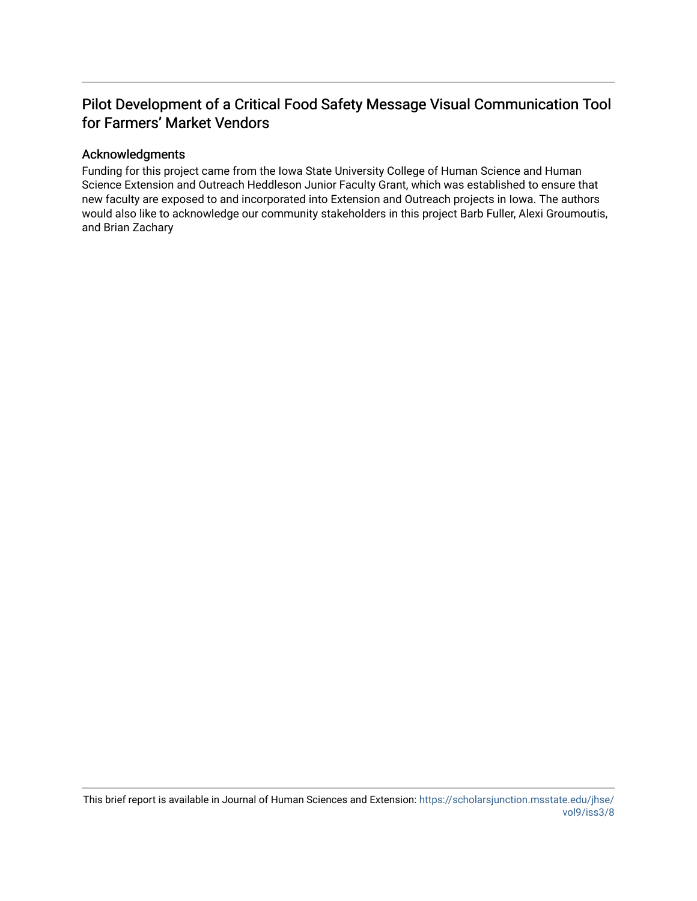# Pilot Development of a Critical Food Safety Message Visual Communication Tool for Farmers' Market Vendors

## Acknowledgments

Funding for this project came from the Iowa State University College of Human Science and Human Science Extension and Outreach Heddleson Junior Faculty Grant, which was established to ensure that new faculty are exposed to and incorporated into Extension and Outreach projects in Iowa. The authors would also like to acknowledge our community stakeholders in this project Barb Fuller, Alexi Groumoutis, and Brian Zachary

This brief report is available in Journal of Human Sciences and Extension: https://scholarsjunction.msstate.edu/jhse/vol9/iss3/8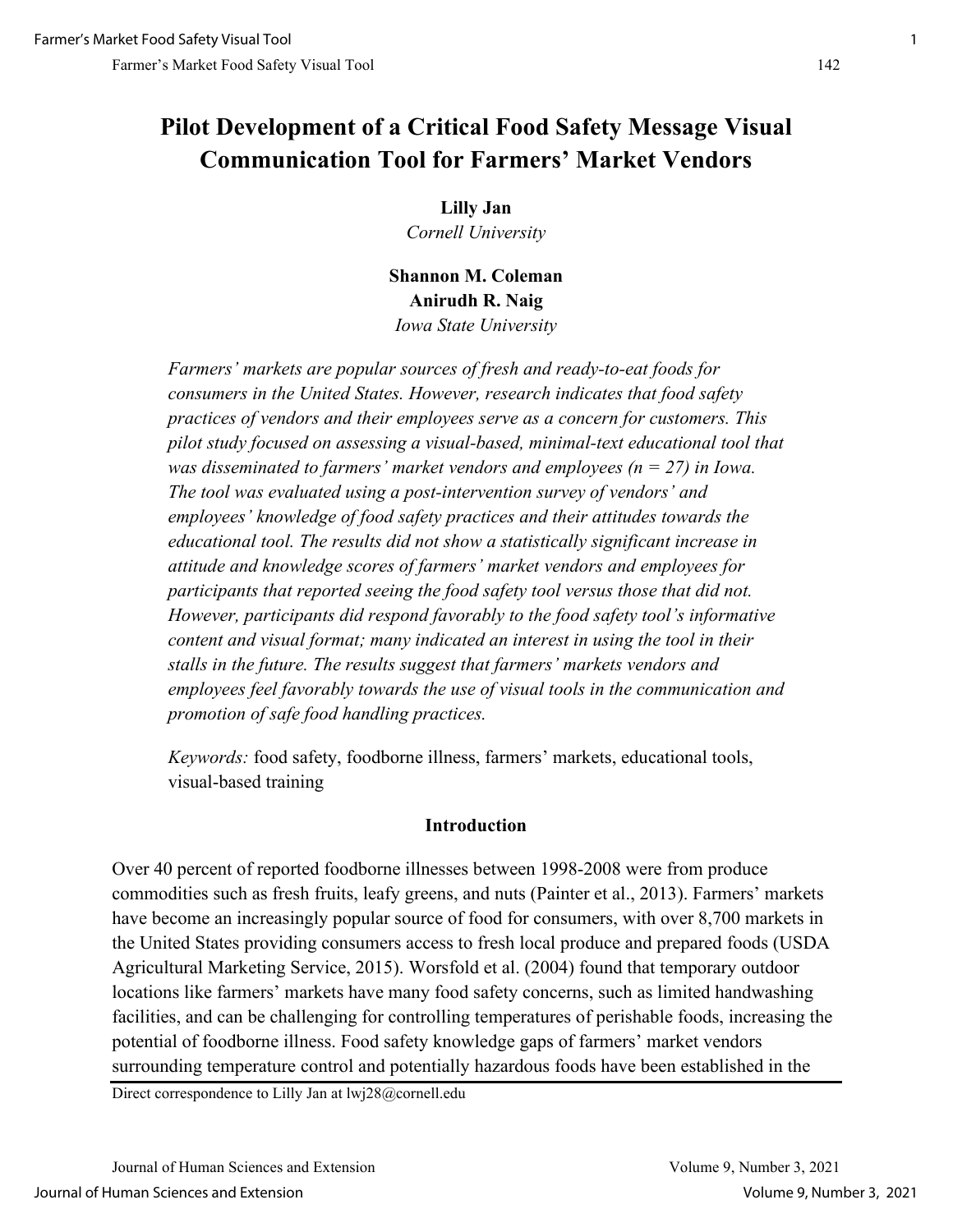# Pilot Development of a Critical Food Safety Message Visual Communication Tool for Farmers' Market Vendors

**Lilly Jan**
*Cornell University*

**Shannon M. Coleman**
**Anirudh R. Naig**
*Iowa State University*

*Farmers' markets are popular sources of fresh and ready-to-eat foods for consumers in the United States. However, research indicates that food safety practices of vendors and their employees serve as a concern for customers. This pilot study focused on assessing a visual-based, minimal-text educational tool that was disseminated to farmers' market vendors and employees (n = 27) in Iowa. The tool was evaluated using a post-intervention survey of vendors' and employees' knowledge of food safety practices and their attitudes towards the educational tool. The results did not show a statistically significant increase in attitude and knowledge scores of farmers' market vendors and employees for participants that reported seeing the food safety tool versus those that did not. However, participants did respond favorably to the food safety tool's informative content and visual format; many indicated an interest in using the tool in their stalls in the future. The results suggest that farmers' markets vendors and employees feel favorably towards the use of visual tools in the communication and promotion of safe food handling practices.*

*Keywords:* food safety, foodborne illness, farmers' markets, educational tools, visual-based training

## Introduction

Over 40 percent of reported foodborne illnesses between 1998-2008 were from produce commodities such as fresh fruits, leafy greens, and nuts (Painter et al., 2013). Farmers' markets have become an increasingly popular source of food for consumers, with over 8,700 markets in the United States providing consumers access to fresh local produce and prepared foods (USDA Agricultural Marketing Service, 2015). Worsfold et al. (2004) found that temporary outdoor locations like farmers' markets have many food safety concerns, such as limited handwashing facilities, and can be challenging for controlling temperatures of perishable foods, increasing the potential of foodborne illness. Food safety knowledge gaps of farmers' market vendors surrounding temperature control and potentially hazardous foods have been established in the

Direct correspondence to Lilly Jan at lwj28@cornell.edu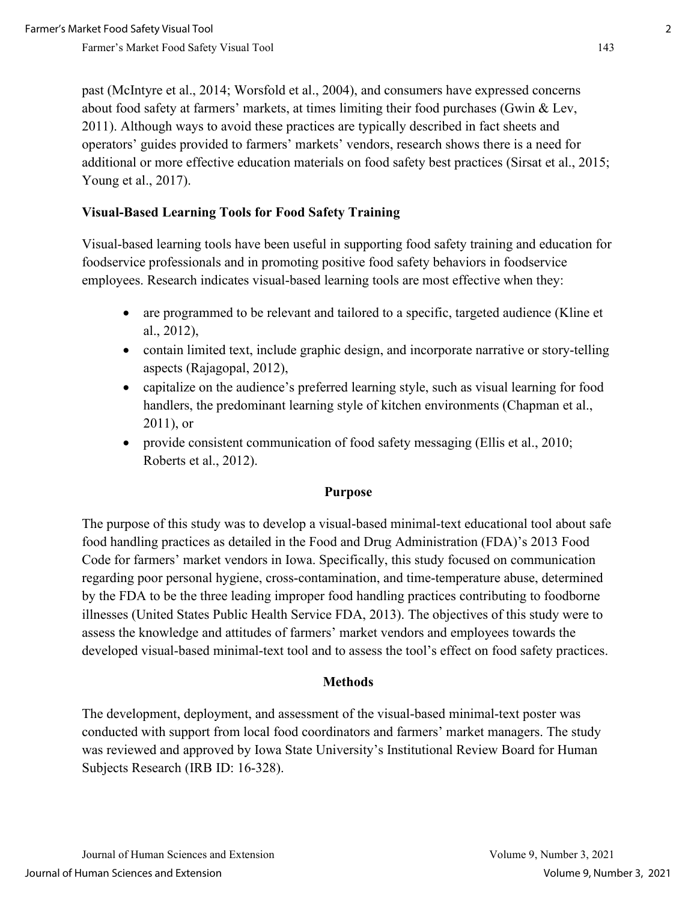past (McIntyre et al., 2014; Worsfold et al., 2004), and consumers have expressed concerns about food safety at farmers' markets, at times limiting their food purchases (Gwin & Lev, 2011). Although ways to avoid these practices are typically described in fact sheets and operators' guides provided to farmers' markets' vendors, research shows there is a need for additional or more effective education materials on food safety best practices (Sirsat et al., 2015; Young et al., 2017).

### Visual-Based Learning Tools for Food Safety Training

Visual-based learning tools have been useful in supporting food safety training and education for foodservice professionals and in promoting positive food safety behaviors in foodservice employees. Research indicates visual-based learning tools are most effective when they:

- are programmed to be relevant and tailored to a specific, targeted audience (Kline et al., 2012),
- contain limited text, include graphic design, and incorporate narrative or story-telling aspects (Rajagopal, 2012),
- capitalize on the audience's preferred learning style, such as visual learning for food handlers, the predominant learning style of kitchen environments (Chapman et al., 2011), or
- provide consistent communication of food safety messaging (Ellis et al., 2010; Roberts et al., 2012).

## Purpose

The purpose of this study was to develop a visual-based minimal-text educational tool about safe food handling practices as detailed in the Food and Drug Administration (FDA)'s 2013 Food Code for farmers' market vendors in Iowa. Specifically, this study focused on communication regarding poor personal hygiene, cross-contamination, and time-temperature abuse, determined by the FDA to be the three leading improper food handling practices contributing to foodborne illnesses (United States Public Health Service FDA, 2013). The objectives of this study were to assess the knowledge and attitudes of farmers' market vendors and employees towards the developed visual-based minimal-text tool and to assess the tool's effect on food safety practices.

## Methods

The development, deployment, and assessment of the visual-based minimal-text poster was conducted with support from local food coordinators and farmers' market managers. The study was reviewed and approved by Iowa State University's Institutional Review Board for Human Subjects Research (IRB ID: 16-328).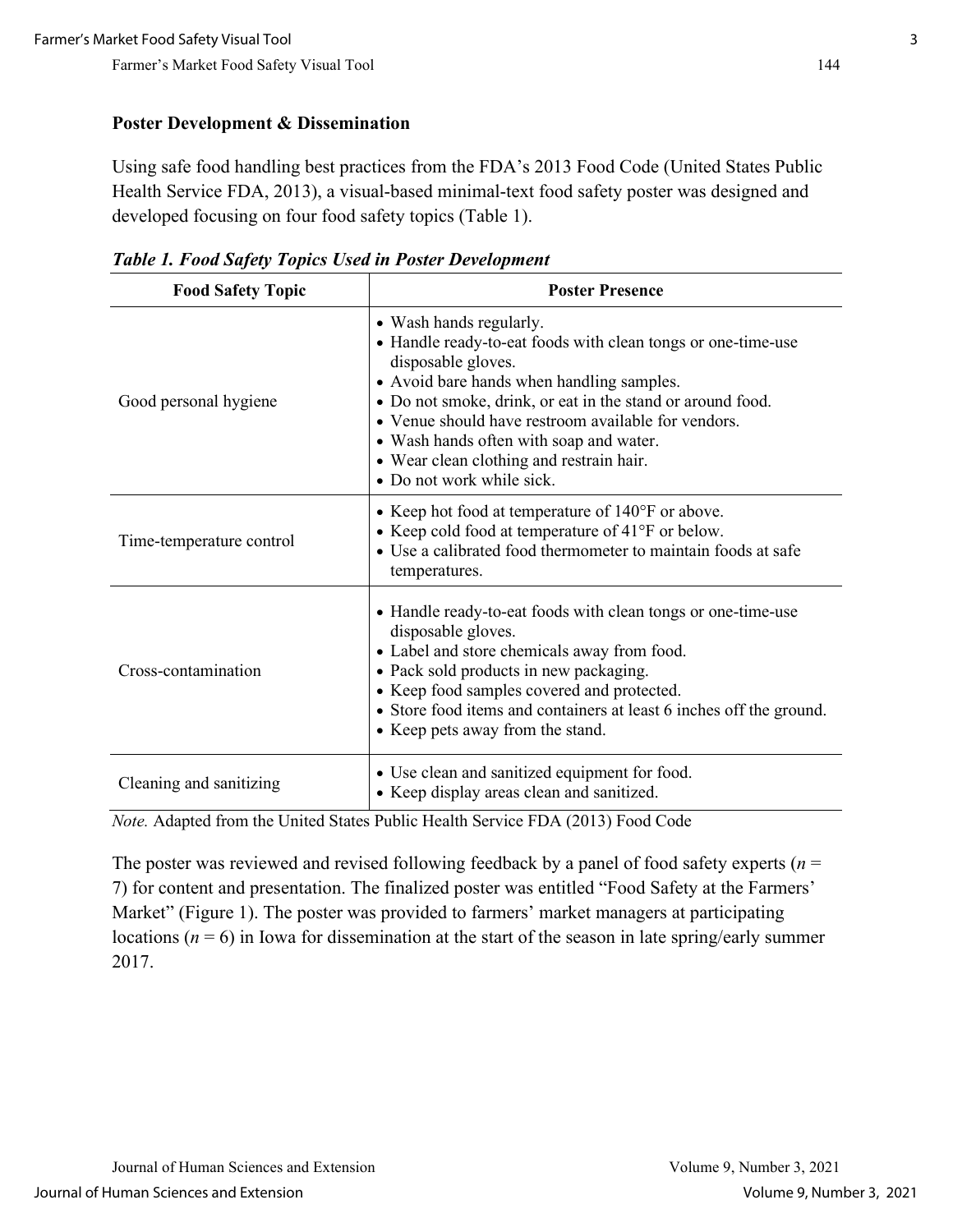### Poster Development & Dissemination

Using safe food handling best practices from the FDA's 2013 Food Code (United States Public Health Service FDA, 2013), a visual-based minimal-text food safety poster was designed and developed focusing on four food safety topics (Table 1).

***Table 1. Food Safety Topics Used in Poster Development***

| Food Safety Topic | Poster Presence |
| --- | --- |
| Good personal hygiene | • Wash hands regularly.<br>• Handle ready-to-eat foods with clean tongs or one-time-use disposable gloves.<br>• Avoid bare hands when handling samples.<br>• Do not smoke, drink, or eat in the stand or around food.<br>• Venue should have restroom available for vendors.<br>• Wash hands often with soap and water.<br>• Wear clean clothing and restrain hair.<br>• Do not work while sick. |
| Time-temperature control | • Keep hot food at temperature of 140°F or above.<br>• Keep cold food at temperature of 41°F or below.<br>• Use a calibrated food thermometer to maintain foods at safe temperatures. |
| Cross-contamination | • Handle ready-to-eat foods with clean tongs or one-time-use disposable gloves.<br>• Label and store chemicals away from food.<br>• Pack sold products in new packaging.<br>• Keep food samples covered and protected.<br>• Store food items and containers at least 6 inches off the ground.<br>• Keep pets away from the stand. |
| Cleaning and sanitizing | • Use clean and sanitized equipment for food.<br>• Keep display areas clean and sanitized. |

*Note.* Adapted from the United States Public Health Service FDA (2013) Food Code

The poster was reviewed and revised following feedback by a panel of food safety experts ($n$ = 7) for content and presentation. The finalized poster was entitled "Food Safety at the Farmers' Market" (Figure 1). The poster was provided to farmers' market managers at participating locations ($n$ = 6) in Iowa for dissemination at the start of the season in late spring/early summer 2017.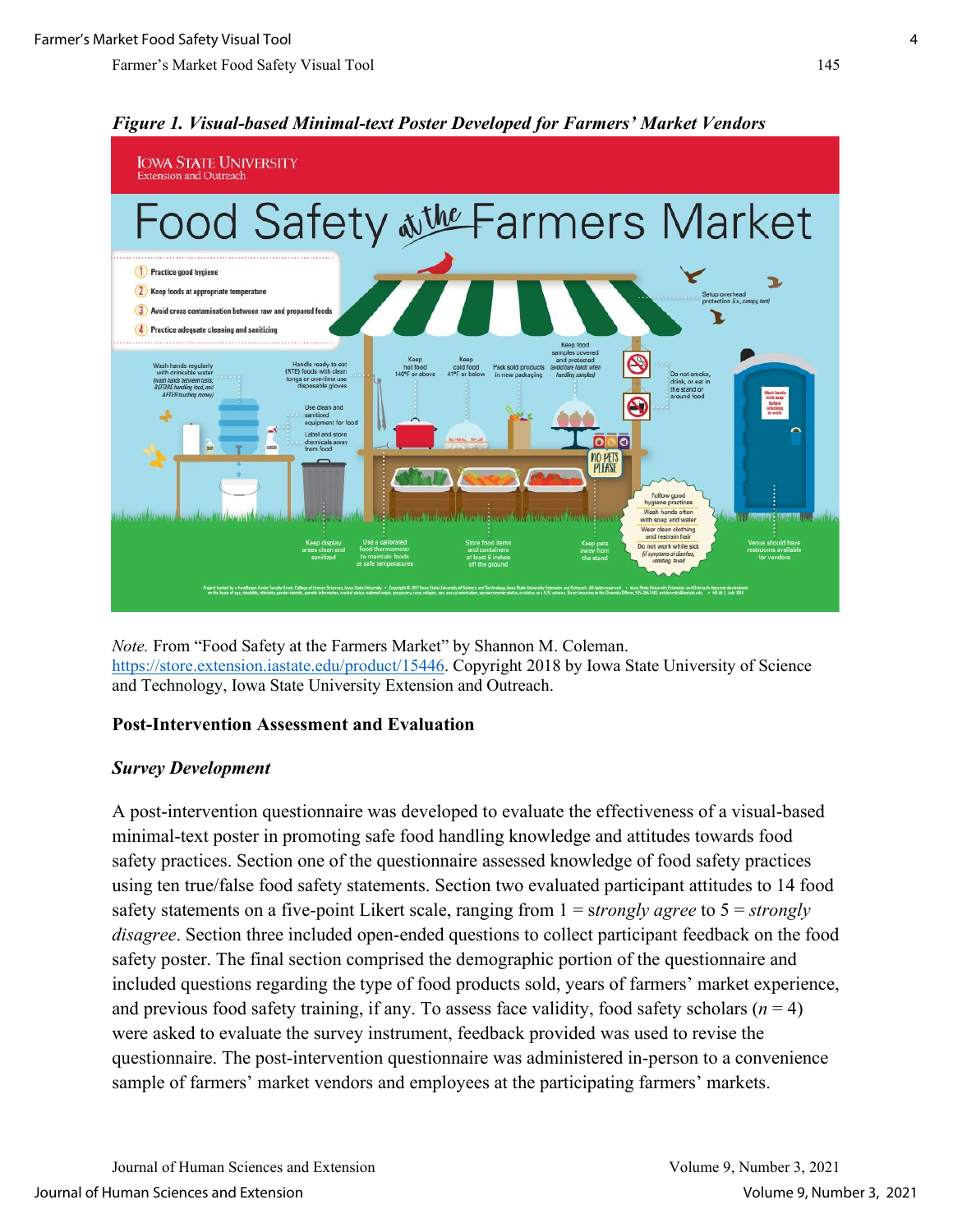*Figure 1. Visual-based Minimal-text Poster Developed for Farmers' Market Vendors*

*Note.* From "Food Safety at the Farmers Market" by Shannon M. Coleman. https://store.extension.iastate.edu/product/15446. Copyright 2018 by Iowa State University of Science and Technology, Iowa State University Extension and Outreach.

## Post-Intervention Assessment and Evaluation

### *Survey Development*

A post-intervention questionnaire was developed to evaluate the effectiveness of a visual-based minimal-text poster in promoting safe food handling knowledge and attitudes towards food safety practices. Section one of the questionnaire assessed knowledge of food safety practices using ten true/false food safety statements. Section two evaluated participant attitudes to 14 food safety statements on a five-point Likert scale, ranging from 1 = *strongly agree* to 5 = *strongly disagree*. Section three included open-ended questions to collect participant feedback on the food safety poster. The final section comprised the demographic portion of the questionnaire and included questions regarding the type of food products sold, years of farmers' market experience, and previous food safety training, if any. To assess face validity, food safety scholars ($n = 4$) were asked to evaluate the survey instrument, feedback provided was used to revise the questionnaire. The post-intervention questionnaire was administered in-person to a convenience sample of farmers' market vendors and employees at the participating farmers' markets.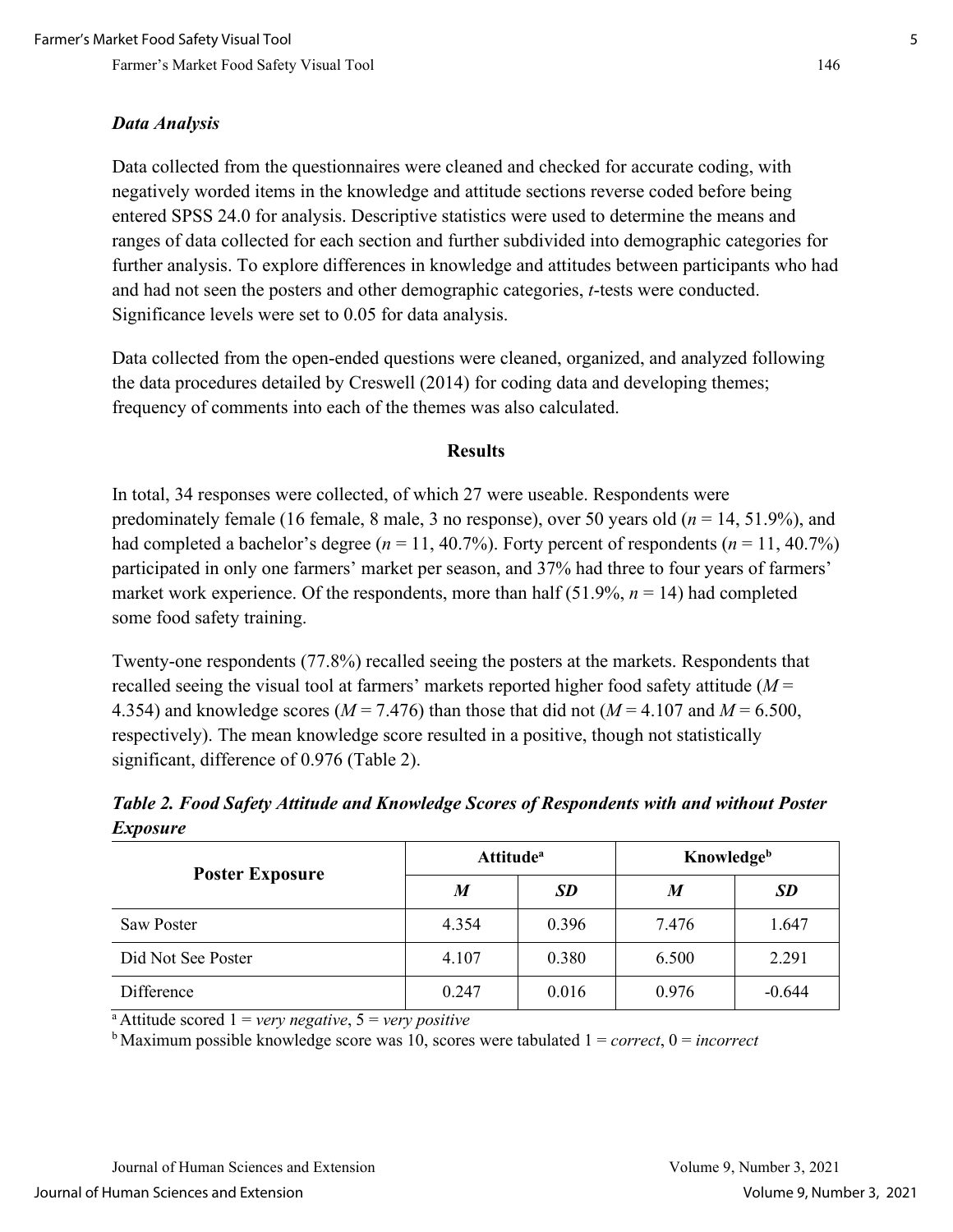### *Data Analysis*

Data collected from the questionnaires were cleaned and checked for accurate coding, with negatively worded items in the knowledge and attitude sections reverse coded before being entered SPSS 24.0 for analysis. Descriptive statistics were used to determine the means and ranges of data collected for each section and further subdivided into demographic categories for further analysis. To explore differences in knowledge and attitudes between participants who had and had not seen the posters and other demographic categories, *t*-tests were conducted. Significance levels were set to 0.05 for data analysis.

Data collected from the open-ended questions were cleaned, organized, and analyzed following the data procedures detailed by Creswell (2014) for coding data and developing themes; frequency of comments into each of the themes was also calculated.

## Results

In total, 34 responses were collected, of which 27 were useable. Respondents were predominately female (16 female, 8 male, 3 no response), over 50 years old ($n$ = 14, 51.9%), and had completed a bachelor's degree ($n$ = 11, 40.7%). Forty percent of respondents ($n$ = 11, 40.7%) participated in only one farmers' market per season, and 37% had three to four years of farmers' market work experience. Of the respondents, more than half (51.9%, $n$ = 14) had completed some food safety training.

Twenty-one respondents (77.8%) recalled seeing the posters at the markets. Respondents that recalled seeing the visual tool at farmers' markets reported higher food safety attitude ($M$ = 4.354) and knowledge scores ($M$ = 7.476) than those that did not ($M$ = 4.107 and $M$ = 6.500, respectively). The mean knowledge score resulted in a positive, though not statistically significant, difference of 0.976 (Table 2).

***Table 2. Food Safety Attitude and Knowledge Scores of Respondents with and without Poster Exposure***

| Poster Exposure | Attitude[a] | | Knowledge[b] | |
|---|---|---|---|---|
| | ***M*** | ***SD*** | ***M*** | ***SD*** |
| Saw Poster | 4.354 | 0.396 | 7.476 | 1.647 |
| Did Not See Poster | 4.107 | 0.380 | 6.500 | 2.291 |
| Difference | 0.247 | 0.016 | 0.976 | -0.644 |

[a] Attitude scored 1 = *very negative*, 5 = *very positive*

[b] Maximum possible knowledge score was 10, scores were tabulated 1 = *correct*, 0 = *incorrect*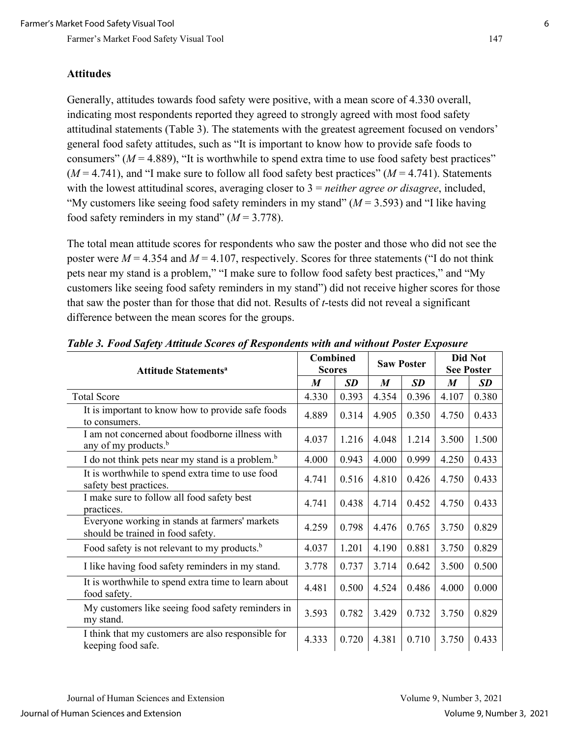## Attitudes

Generally, attitudes towards food safety were positive, with a mean score of 4.330 overall, indicating most respondents reported they agreed to strongly agreed with most food safety attitudinal statements (Table 3). The statements with the greatest agreement focused on vendors' general food safety attitudes, such as "It is important to know how to provide safe foods to consumers" ($M$ = 4.889), "It is worthwhile to spend extra time to use food safety best practices" ($M$ = 4.741), and "I make sure to follow all food safety best practices" ($M$ = 4.741). Statements with the lowest attitudinal scores, averaging closer to 3 = *neither agree or disagree*, included, "My customers like seeing food safety reminders in my stand" ($M$ = 3.593) and "I like having food safety reminders in my stand" ($M$ = 3.778).

The total mean attitude scores for respondents who saw the poster and those who did not see the poster were $M$ = 4.354 and $M$ = 4.107, respectively. Scores for three statements ("I do not think pets near my stand is a problem," "I make sure to follow food safety best practices," and "My customers like seeing food safety reminders in my stand") did not receive higher scores for those that saw the poster than for those that did not. Results of *t*-tests did not reveal a significant difference between the mean scores for the groups.

***Table 3. Food Safety Attitude Scores of Respondents with and without Poster Exposure***

| Attitude Statements[a] | Combined Scores | | Saw Poster | | Did Not See Poster | |
|---|---|---|---|---|---|---|
| | ***M*** | ***SD*** | ***M*** | ***SD*** | ***M*** | ***SD*** |
| Total Score | 4.330 | 0.393 | 4.354 | 0.396 | 4.107 | 0.380 |
| It is important to know how to provide safe foods to consumers. | 4.889 | 0.314 | 4.905 | 0.350 | 4.750 | 0.433 |
| I am not concerned about foodborne illness with any of my products.[b] | 4.037 | 1.216 | 4.048 | 1.214 | 3.500 | 1.500 |
| I do not think pets near my stand is a problem.[b] | 4.000 | 0.943 | 4.000 | 0.999 | 4.250 | 0.433 |
| It is worthwhile to spend extra time to use food safety best practices. | 4.741 | 0.516 | 4.810 | 0.426 | 4.750 | 0.433 |
| I make sure to follow all food safety best practices. | 4.741 | 0.438 | 4.714 | 0.452 | 4.750 | 0.433 |
| Everyone working in stands at farmers' markets should be trained in food safety. | 4.259 | 0.798 | 4.476 | 0.765 | 3.750 | 0.829 |
| Food safety is not relevant to my products.[b] | 4.037 | 1.201 | 4.190 | 0.881 | 3.750 | 0.829 |
| I like having food safety reminders in my stand. | 3.778 | 0.737 | 3.714 | 0.642 | 3.500 | 0.500 |
| It is worthwhile to spend extra time to learn about food safety. | 4.481 | 0.500 | 4.524 | 0.486 | 4.000 | 0.000 |
| My customers like seeing food safety reminders in my stand. | 3.593 | 0.782 | 3.429 | 0.732 | 3.750 | 0.829 |
| I think that my customers are also responsible for keeping food safe. | 4.333 | 0.720 | 4.381 | 0.710 | 3.750 | 0.433 |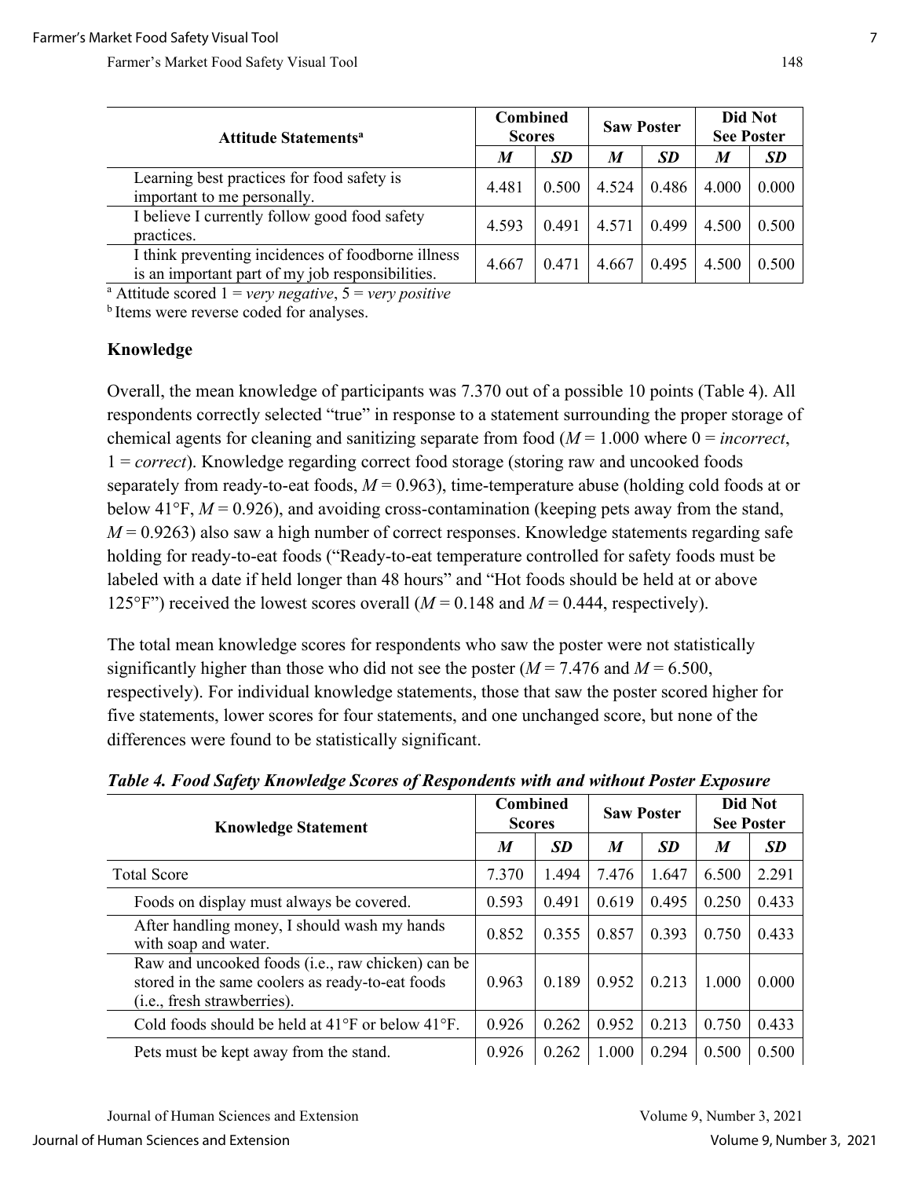| Attitude Statements[a] | Combined Scores | | Saw Poster | | Did Not See Poster | |
|---|---|---|---|---|---|---|
| | ***M*** | ***SD*** | ***M*** | ***SD*** | ***M*** | ***SD*** |
| Learning best practices for food safety is important to me personally. | 4.481 | 0.500 | 4.524 | 0.486 | 4.000 | 0.000 |
| I believe I currently follow good food safety practices. | 4.593 | 0.491 | 4.571 | 0.499 | 4.500 | 0.500 |
| I think preventing incidences of foodborne illness is an important part of my job responsibilities. | 4.667 | 0.471 | 4.667 | 0.495 | 4.500 | 0.500 |

[a] Attitude scored 1 = *very negative*, 5 = *very positive*

[b] Items were reverse coded for analyses.

### Knowledge

Overall, the mean knowledge of participants was 7.370 out of a possible 10 points (Table 4). All respondents correctly selected "true" in response to a statement surrounding the proper storage of chemical agents for cleaning and sanitizing separate from food (*M* = 1.000 where 0 = *incorrect*, 1 = *correct*). Knowledge regarding correct food storage (storing raw and uncooked foods separately from ready-to-eat foods, *M* = 0.963), time-temperature abuse (holding cold foods at or below 41°F, *M* = 0.926), and avoiding cross-contamination (keeping pets away from the stand, *M* = 0.9263) also saw a high number of correct responses. Knowledge statements regarding safe holding for ready-to-eat foods ("Ready-to-eat temperature controlled for safety foods must be labeled with a date if held longer than 48 hours" and "Hot foods should be held at or above 125°F") received the lowest scores overall (*M* = 0.148 and *M* = 0.444, respectively).

The total mean knowledge scores for respondents who saw the poster were not statistically significantly higher than those who did not see the poster (*M* = 7.476 and *M* = 6.500, respectively). For individual knowledge statements, those that saw the poster scored higher for five statements, lower scores for four statements, and one unchanged score, but none of the differences were found to be statistically significant.

***Table 4. Food Safety Knowledge Scores of Respondents with and without Poster Exposure***

| Knowledge Statement | Combined Scores | | Saw Poster | | Did Not See Poster | |
|---|---|---|---|---|---|---|
| | ***M*** | ***SD*** | ***M*** | ***SD*** | ***M*** | ***SD*** |
| Total Score | 7.370 | 1.494 | 7.476 | 1.647 | 6.500 | 2.291 |
| Foods on display must always be covered. | 0.593 | 0.491 | 0.619 | 0.495 | 0.250 | 0.433 |
| After handling money, I should wash my hands with soap and water. | 0.852 | 0.355 | 0.857 | 0.393 | 0.750 | 0.433 |
| Raw and uncooked foods (i.e., raw chicken) can be stored in the same coolers as ready-to-eat foods (i.e., fresh strawberries). | 0.963 | 0.189 | 0.952 | 0.213 | 1.000 | 0.000 |
| Cold foods should be held at 41°F or below 41°F. | 0.926 | 0.262 | 0.952 | 0.213 | 0.750 | 0.433 |
| Pets must be kept away from the stand. | 0.926 | 0.262 | 1.000 | 0.294 | 0.500 | 0.500 |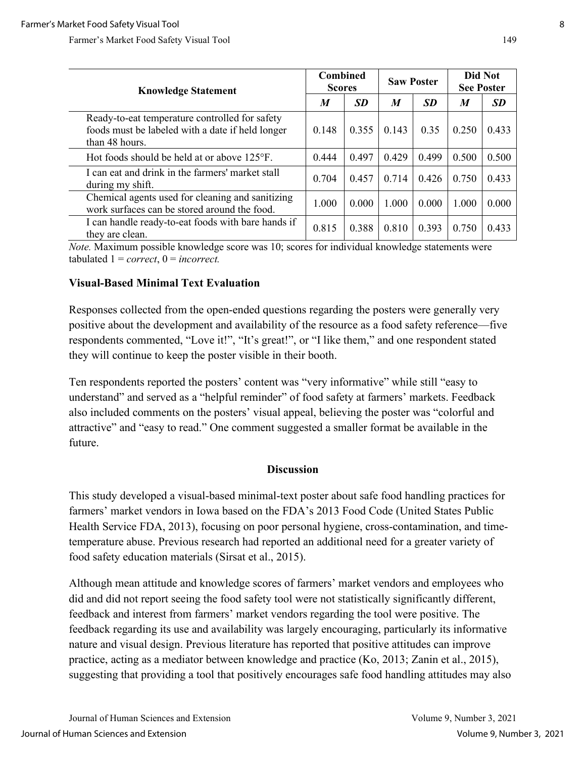| Knowledge Statement | Combined Scores | | Saw Poster | | Did Not See Poster | |
|---|---|---|---|---|---|---|
| | ***M*** | ***SD*** | ***M*** | ***SD*** | ***M*** | ***SD*** |
| Ready-to-eat temperature controlled for safety foods must be labeled with a date if held longer than 48 hours. | 0.148 | 0.355 | 0.143 | 0.35 | 0.250 | 0.433 |
| Hot foods should be held at or above 125°F. | 0.444 | 0.497 | 0.429 | 0.499 | 0.500 | 0.500 |
| I can eat and drink in the farmers' market stall during my shift. | 0.704 | 0.457 | 0.714 | 0.426 | 0.750 | 0.433 |
| Chemical agents used for cleaning and sanitizing work surfaces can be stored around the food. | 1.000 | 0.000 | 1.000 | 0.000 | 1.000 | 0.000 |
| I can handle ready-to-eat foods with bare hands if they are clean. | 0.815 | 0.388 | 0.810 | 0.393 | 0.750 | 0.433 |

*Note.* Maximum possible knowledge score was 10; scores for individual knowledge statements were tabulated 1 = *correct*, 0 = *incorrect.*

### Visual-Based Minimal Text Evaluation

Responses collected from the open-ended questions regarding the posters were generally very positive about the development and availability of the resource as a food safety reference—five respondents commented, "Love it!", "It's great!", or "I like them," and one respondent stated they will continue to keep the poster visible in their booth.

Ten respondents reported the posters' content was "very informative" while still "easy to understand" and served as a "helpful reminder" of food safety at farmers' markets. Feedback also included comments on the posters' visual appeal, believing the poster was "colorful and attractive" and "easy to read." One comment suggested a smaller format be available in the future.

## Discussion

This study developed a visual-based minimal-text poster about safe food handling practices for farmers' market vendors in Iowa based on the FDA's 2013 Food Code (United States Public Health Service FDA, 2013), focusing on poor personal hygiene, cross-contamination, and time-temperature abuse. Previous research had reported an additional need for a greater variety of food safety education materials (Sirsat et al., 2015).

Although mean attitude and knowledge scores of farmers' market vendors and employees who did and did not report seeing the food safety tool were not statistically significantly different, feedback and interest from farmers' market vendors regarding the tool were positive. The feedback regarding its use and availability was largely encouraging, particularly its informative nature and visual design. Previous literature has reported that positive attitudes can improve practice, acting as a mediator between knowledge and practice (Ko, 2013; Zanin et al., 2015), suggesting that providing a tool that positively encourages safe food handling attitudes may also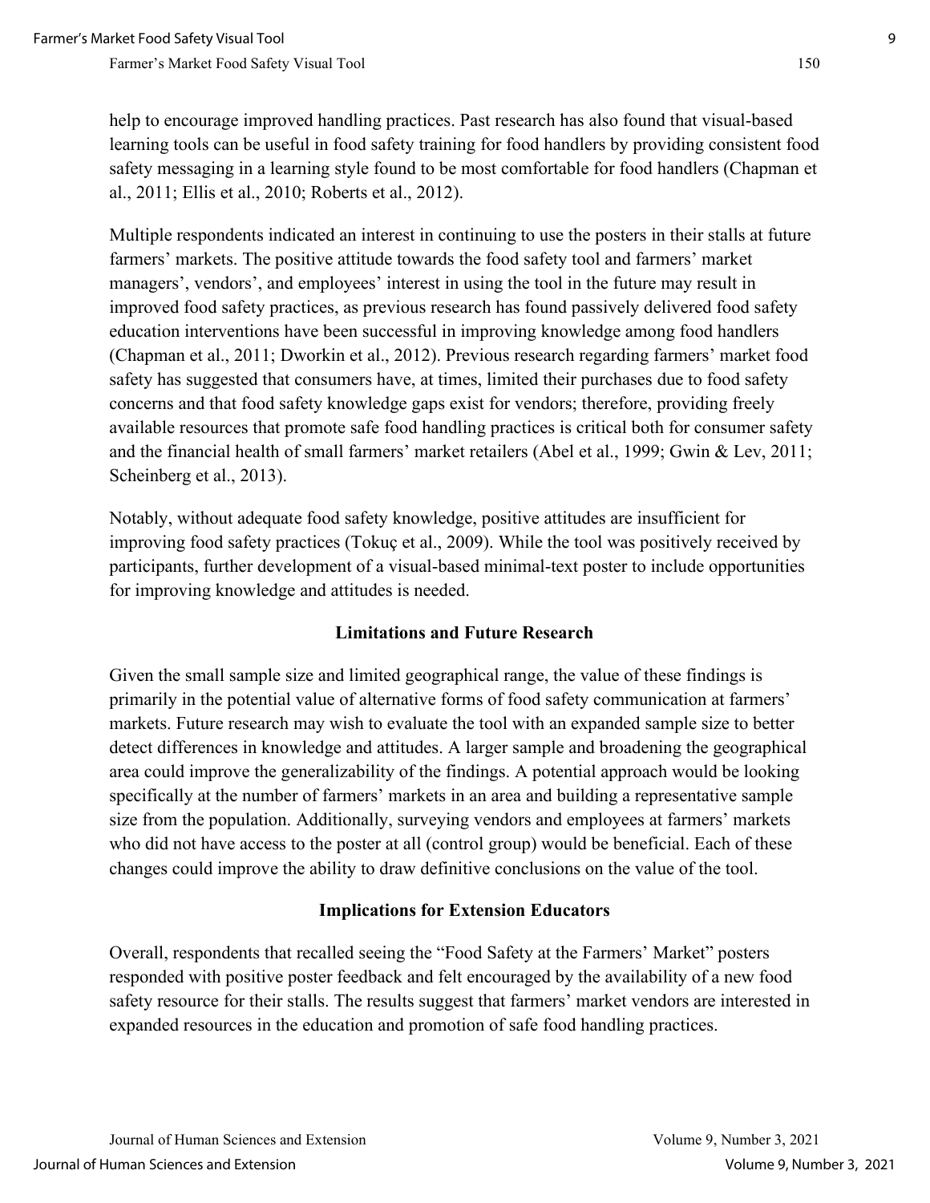help to encourage improved handling practices. Past research has also found that visual-based learning tools can be useful in food safety training for food handlers by providing consistent food safety messaging in a learning style found to be most comfortable for food handlers (Chapman et al., 2011; Ellis et al., 2010; Roberts et al., 2012).

Multiple respondents indicated an interest in continuing to use the posters in their stalls at future farmers' markets. The positive attitude towards the food safety tool and farmers' market managers', vendors', and employees' interest in using the tool in the future may result in improved food safety practices, as previous research has found passively delivered food safety education interventions have been successful in improving knowledge among food handlers (Chapman et al., 2011; Dworkin et al., 2012). Previous research regarding farmers' market food safety has suggested that consumers have, at times, limited their purchases due to food safety concerns and that food safety knowledge gaps exist for vendors; therefore, providing freely available resources that promote safe food handling practices is critical both for consumer safety and the financial health of small farmers' market retailers (Abel et al., 1999; Gwin & Lev, 2011; Scheinberg et al., 2013).

Notably, without adequate food safety knowledge, positive attitudes are insufficient for improving food safety practices (Tokuç et al., 2009). While the tool was positively received by participants, further development of a visual-based minimal-text poster to include opportunities for improving knowledge and attitudes is needed.

## Limitations and Future Research

Given the small sample size and limited geographical range, the value of these findings is primarily in the potential value of alternative forms of food safety communication at farmers' markets. Future research may wish to evaluate the tool with an expanded sample size to better detect differences in knowledge and attitudes. A larger sample and broadening the geographical area could improve the generalizability of the findings. A potential approach would be looking specifically at the number of farmers' markets in an area and building a representative sample size from the population. Additionally, surveying vendors and employees at farmers' markets who did not have access to the poster at all (control group) would be beneficial. Each of these changes could improve the ability to draw definitive conclusions on the value of the tool.

## Implications for Extension Educators

Overall, respondents that recalled seeing the "Food Safety at the Farmers' Market" posters responded with positive poster feedback and felt encouraged by the availability of a new food safety resource for their stalls. The results suggest that farmers' market vendors are interested in expanded resources in the education and promotion of safe food handling practices.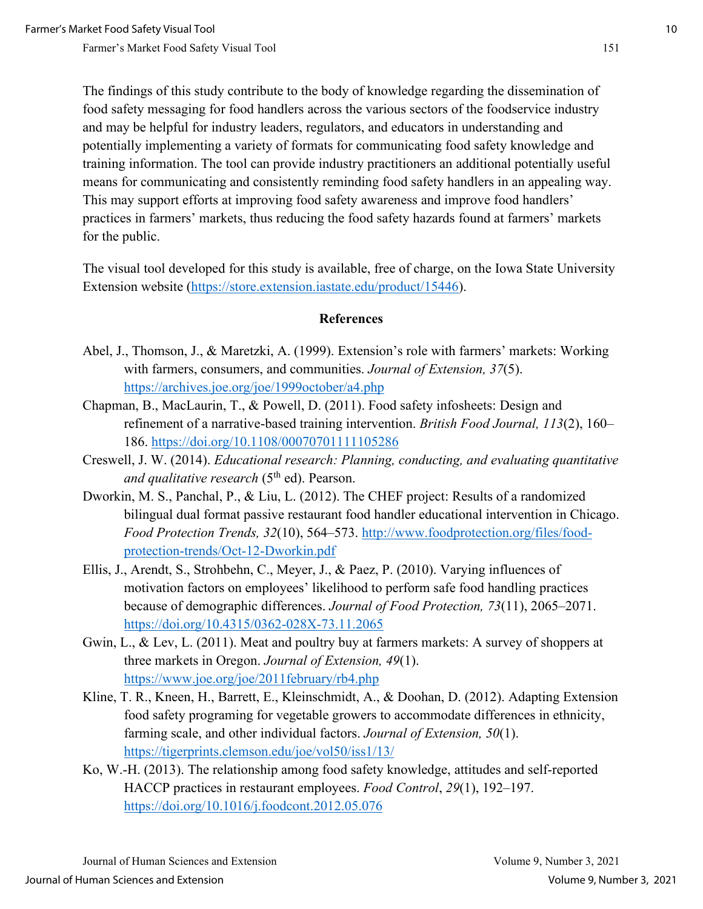The findings of this study contribute to the body of knowledge regarding the dissemination of food safety messaging for food handlers across the various sectors of the foodservice industry and may be helpful for industry leaders, regulators, and educators in understanding and potentially implementing a variety of formats for communicating food safety knowledge and training information. The tool can provide industry practitioners an additional potentially useful means for communicating and consistently reminding food safety handlers in an appealing way. This may support efforts at improving food safety awareness and improve food handlers' practices in farmers' markets, thus reducing the food safety hazards found at farmers' markets for the public.

The visual tool developed for this study is available, free of charge, on the Iowa State University Extension website (https://store.extension.iastate.edu/product/15446).

## References

Abel, J., Thomson, J., & Maretzki, A. (1999). Extension's role with farmers' markets: Working with farmers, consumers, and communities. *Journal of Extension, 37*(5). https://archives.joe.org/joe/1999october/a4.php

Chapman, B., MacLaurin, T., & Powell, D. (2011). Food safety infosheets: Design and refinement of a narrative-based training intervention. *British Food Journal, 113*(2), 160–186. https://doi.org/10.1108/00070701111105286

Creswell, J. W. (2014). *Educational research: Planning, conducting, and evaluating quantitative and qualitative research* (5th ed). Pearson.

Dworkin, M. S., Panchal, P., & Liu, L. (2012). The CHEF project: Results of a randomized bilingual dual format passive restaurant food handler educational intervention in Chicago. *Food Protection Trends, 32*(10), 564–573. http://www.foodprotection.org/files/food-protection-trends/Oct-12-Dworkin.pdf

Ellis, J., Arendt, S., Strohbehn, C., Meyer, J., & Paez, P. (2010). Varying influences of motivation factors on employees' likelihood to perform safe food handling practices because of demographic differences. *Journal of Food Protection, 73*(11), 2065–2071. https://doi.org/10.4315/0362-028X-73.11.2065

Gwin, L., & Lev, L. (2011). Meat and poultry buy at farmers markets: A survey of shoppers at three markets in Oregon. *Journal of Extension, 49*(1). https://www.joe.org/joe/2011february/rb4.php

Kline, T. R., Kneen, H., Barrett, E., Kleinschmidt, A., & Doohan, D. (2012). Adapting Extension food safety programing for vegetable growers to accommodate differences in ethnicity, farming scale, and other individual factors. *Journal of Extension, 50*(1). https://tigerprints.clemson.edu/joe/vol50/iss1/13/

Ko, W.-H. (2013). The relationship among food safety knowledge, attitudes and self-reported HACCP practices in restaurant employees. *Food Control*, *29*(1), 192–197. https://doi.org/10.1016/j.foodcont.2012.05.076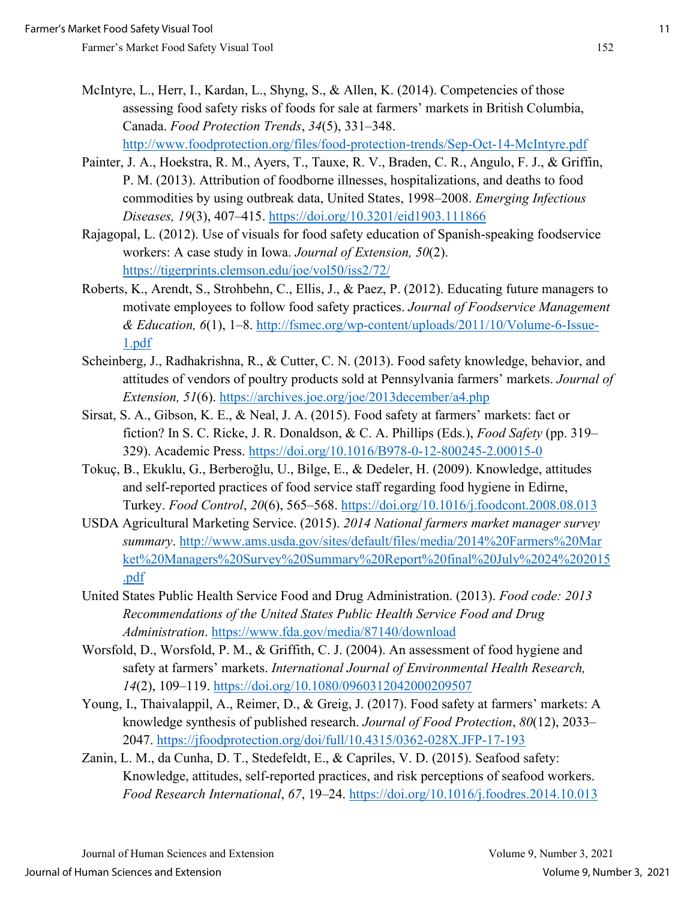McIntyre, L., Herr, I., Kardan, L., Shyng, S., & Allen, K. (2014). Competencies of those assessing food safety risks of foods for sale at farmers' markets in British Columbia, Canada. *Food Protection Trends*, *34*(5), 331–348. http://www.foodprotection.org/files/food-protection-trends/Sep-Oct-14-McIntyre.pdf

Painter, J. A., Hoekstra, R. M., Ayers, T., Tauxe, R. V., Braden, C. R., Angulo, F. J., & Griffin, P. M. (2013). Attribution of foodborne illnesses, hospitalizations, and deaths to food commodities by using outbreak data, United States, 1998–2008. *Emerging Infectious Diseases, 19*(3), 407–415. https://doi.org/10.3201/eid1903.111866

Rajagopal, L. (2012). Use of visuals for food safety education of Spanish-speaking foodservice workers: A case study in Iowa. *Journal of Extension, 50*(2). https://tigerprints.clemson.edu/joe/vol50/iss2/72/

Roberts, K., Arendt, S., Strohbehn, C., Ellis, J., & Paez, P. (2012). Educating future managers to motivate employees to follow food safety practices. *Journal of Foodservice Management & Education, 6*(1), 1–8. http://fsmec.org/wp-content/uploads/2011/10/Volume-6-Issue-1.pdf

Scheinberg, J., Radhakrishna, R., & Cutter, C. N. (2013). Food safety knowledge, behavior, and attitudes of vendors of poultry products sold at Pennsylvania farmers' markets. *Journal of Extension, 51*(6). https://archives.joe.org/joe/2013december/a4.php

Sirsat, S. A., Gibson, K. E., & Neal, J. A. (2015). Food safety at farmers' markets: fact or fiction? In S. C. Ricke, J. R. Donaldson, & C. A. Phillips (Eds.), *Food Safety* (pp. 319–329). Academic Press. https://doi.org/10.1016/B978-0-12-800245-2.00015-0

Tokuç, B., Ekuklu, G., Berberoğlu, U., Bilge, E., & Dedeler, H. (2009). Knowledge, attitudes and self-reported practices of food service staff regarding food hygiene in Edirne, Turkey. *Food Control*, *20*(6), 565–568. https://doi.org/10.1016/j.foodcont.2008.08.013

USDA Agricultural Marketing Service. (2015). *2014 National farmers market manager survey summary*. http://www.ams.usda.gov/sites/default/files/media/2014%20Farmers%20Market%20Managers%20Survey%20Summary%20Report%20final%20July%2024%202015.pdf

United States Public Health Service Food and Drug Administration. (2013). *Food code: 2013 Recommendations of the United States Public Health Service Food and Drug Administration*. https://www.fda.gov/media/87140/download

Worsfold, D., Worsfold, P. M., & Griffith, C. J. (2004). An assessment of food hygiene and safety at farmers' markets. *International Journal of Environmental Health Research, 14*(2), 109–119. https://doi.org/10.1080/0960312042000209507

Young, I., Thaivalappil, A., Reimer, D., & Greig, J. (2017). Food safety at farmers' markets: A knowledge synthesis of published research. *Journal of Food Protection*, *80*(12), 2033–2047. https://jfoodprotection.org/doi/full/10.4315/0362-028X.JFP-17-193

Zanin, L. M., da Cunha, D. T., Stedefeldt, E., & Capriles, V. D. (2015). Seafood safety: Knowledge, attitudes, self-reported practices, and risk perceptions of seafood workers. *Food Research International*, *67*, 19–24. https://doi.org/10.1016/j.foodres.2014.10.013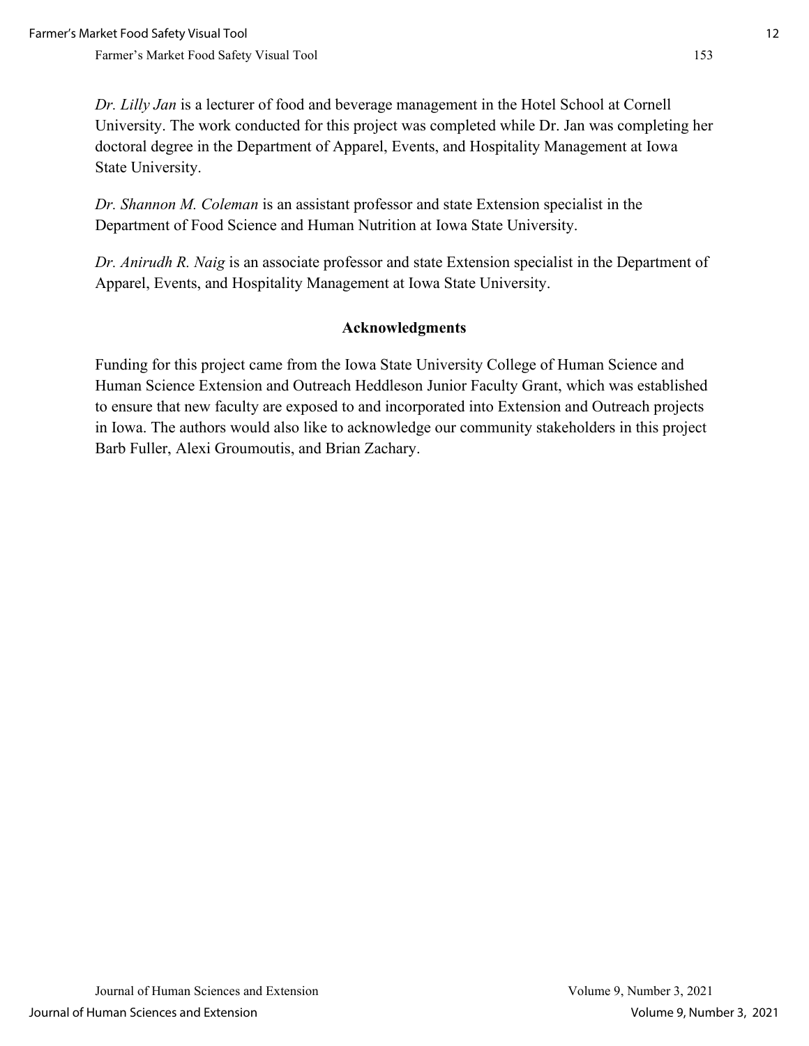*Dr. Lilly Jan* is a lecturer of food and beverage management in the Hotel School at Cornell University. The work conducted for this project was completed while Dr. Jan was completing her doctoral degree in the Department of Apparel, Events, and Hospitality Management at Iowa State University.

*Dr. Shannon M. Coleman* is an assistant professor and state Extension specialist in the Department of Food Science and Human Nutrition at Iowa State University.

*Dr. Anirudh R. Naig* is an associate professor and state Extension specialist in the Department of Apparel, Events, and Hospitality Management at Iowa State University.

## Acknowledgments

Funding for this project came from the Iowa State University College of Human Science and Human Science Extension and Outreach Heddleson Junior Faculty Grant, which was established to ensure that new faculty are exposed to and incorporated into Extension and Outreach projects in Iowa. The authors would also like to acknowledge our community stakeholders in this project Barb Fuller, Alexi Groumoutis, and Brian Zachary.